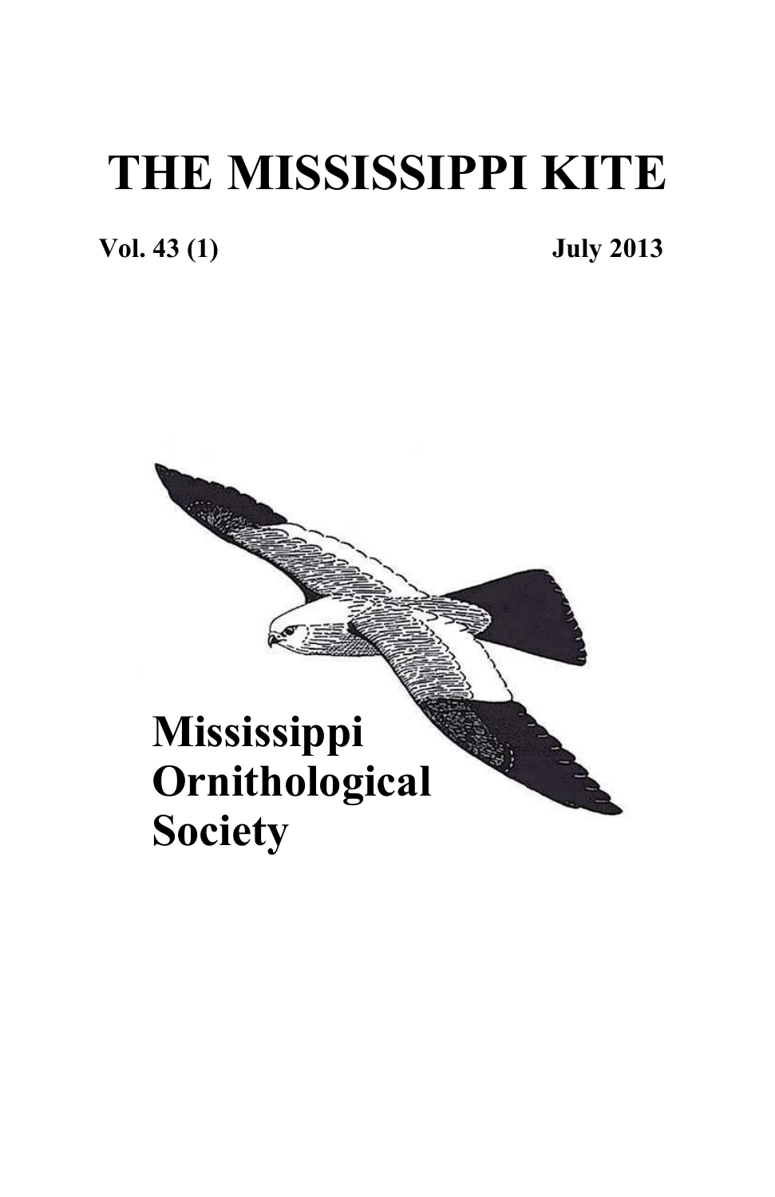# THE MISSISSIPPI KITE

**Vol. 43 (1)** **July 2013**

**Mississippi Ornithological Society**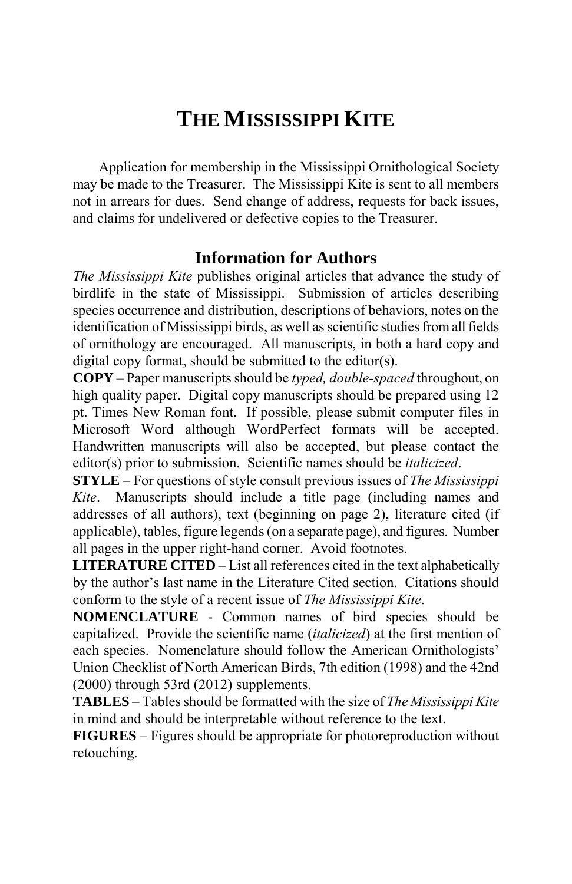# THE MISSISSIPPI KITE

Application for membership in the Mississippi Ornithological Society may be made to the Treasurer. The Mississippi Kite is sent to all members not in arrears for dues. Send change of address, requests for back issues, and claims for undelivered or defective copies to the Treasurer.

## Information for Authors

*The Mississippi Kite* publishes original articles that advance the study of birdlife in the state of Mississippi. Submission of articles describing species occurrence and distribution, descriptions of behaviors, notes on the identification of Mississippi birds, as well as scientific studies from all fields of ornithology are encouraged. All manuscripts, in both a hard copy and digital copy format, should be submitted to the editor(s).

**COPY** – Paper manuscripts should be *typed, double-spaced* throughout, on high quality paper. Digital copy manuscripts should be prepared using 12 pt. Times New Roman font. If possible, please submit computer files in Microsoft Word although WordPerfect formats will be accepted. Handwritten manuscripts will also be accepted, but please contact the editor(s) prior to submission. Scientific names should be *italicized*.

**STYLE** – For questions of style consult previous issues of *The Mississippi Kite*. Manuscripts should include a title page (including names and addresses of all authors), text (beginning on page 2), literature cited (if applicable), tables, figure legends (on a separate page), and figures. Number all pages in the upper right-hand corner. Avoid footnotes.

**LITERATURE CITED** – List all references cited in the text alphabetically by the author's last name in the Literature Cited section. Citations should conform to the style of a recent issue of *The Mississippi Kite*.

**NOMENCLATURE** - Common names of bird species should be capitalized. Provide the scientific name (*italicized*) at the first mention of each species. Nomenclature should follow the American Ornithologists' Union Checklist of North American Birds, 7th edition (1998) and the 42nd (2000) through 53rd (2012) supplements.

**TABLES** – Tables should be formatted with the size of *The Mississippi Kite* in mind and should be interpretable without reference to the text.

**FIGURES** – Figures should be appropriate for photoreproduction without retouching.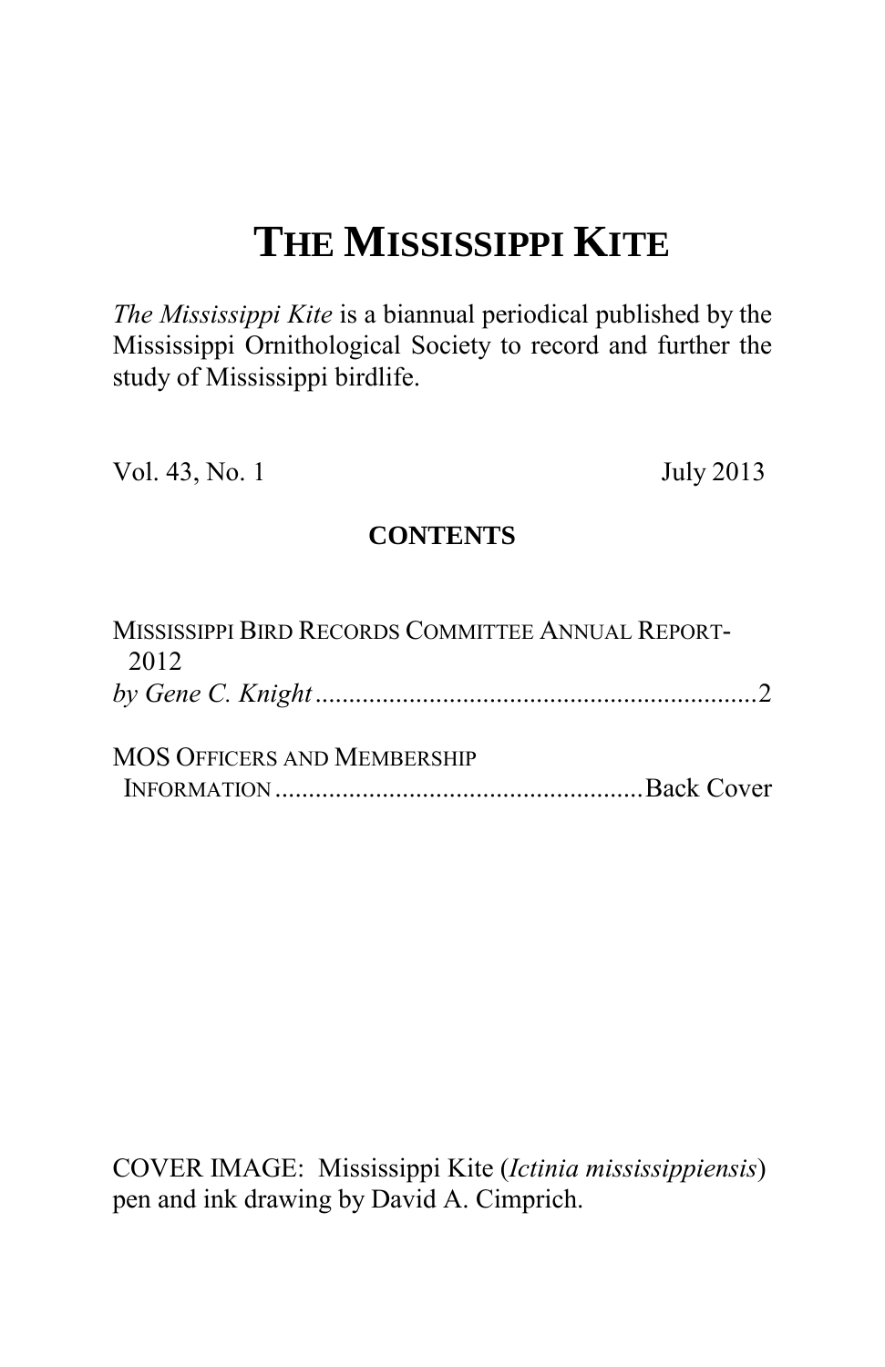# THE MISSISSIPPI KITE

*The Mississippi Kite* is a biannual periodical published by the Mississippi Ornithological Society to record and further the study of Mississippi birdlife.

Vol. 43, No. 1 July 2013

## CONTENTS

MISSISSIPPI BIRD RECORDS COMMITTEE ANNUAL REPORT-2012
*by Gene C. Knight*..................................................................2

MOS OFFICERS AND MEMBERSHIP INFORMATION......................................................Back Cover

COVER IMAGE: Mississippi Kite (*Ictinia mississippiensis*) pen and ink drawing by David A. Cimprich.